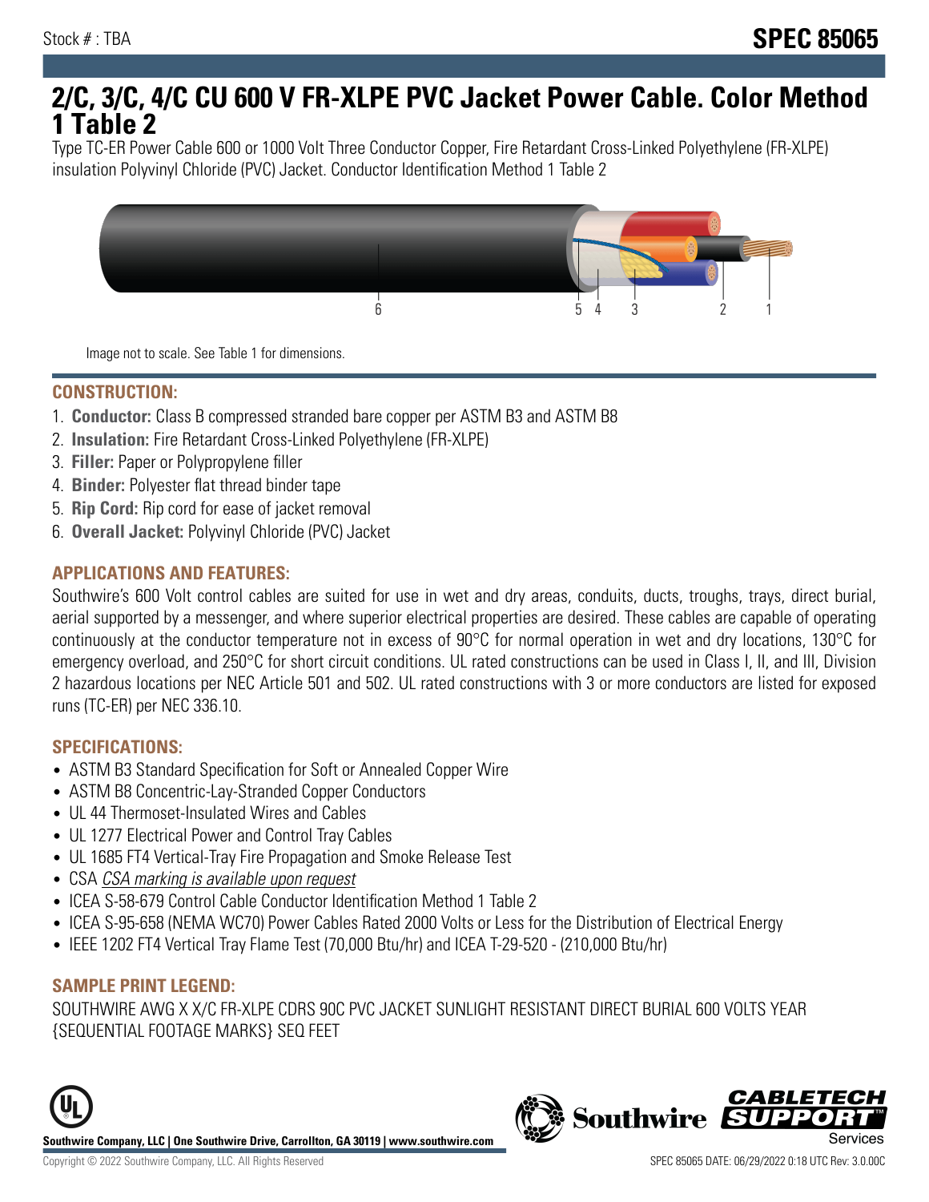Stock # : TBA

**SPEC 85065**

# 2/C, 3/C, 4/C CU 600 V FR-XLPE PVC Jacket Power Cable. Color Method 1 Table 2

Type TC-ER Power Cable 600 or 1000 Volt Three Conductor Copper, Fire Retardant Cross-Linked Polyethylene (FR-XLPE) insulation Polyvinyl Chloride (PVC) Jacket. Conductor Identification Method 1 Table 2

Image not to scale. See Table 1 for dimensions.

## CONSTRUCTION:

1. **Conductor:** Class B compressed stranded bare copper per ASTM B3 and ASTM B8
2. **Insulation:** Fire Retardant Cross-Linked Polyethylene (FR-XLPE)
3. **Filler:** Paper or Polypropylene filler
4. **Binder:** Polyester flat thread binder tape
5. **Rip Cord:** Rip cord for ease of jacket removal
6. **Overall Jacket:** Polyvinyl Chloride (PVC) Jacket

## APPLICATIONS AND FEATURES:

Southwire's 600 Volt control cables are suited for use in wet and dry areas, conduits, ducts, troughs, trays, direct burial, aerial supported by a messenger, and where superior electrical properties are desired. These cables are capable of operating continuously at the conductor temperature not in excess of 90°C for normal operation in wet and dry locations, 130°C for emergency overload, and 250°C for short circuit conditions. UL rated constructions can be used in Class I, II, and III, Division 2 hazardous locations per NEC Article 501 and 502. UL rated constructions with 3 or more conductors are listed for exposed runs (TC-ER) per NEC 336.10.

## SPECIFICATIONS:

- ASTM B3 Standard Specification for Soft or Annealed Copper Wire
- ASTM B8 Concentric-Lay-Stranded Copper Conductors
- UL 44 Thermoset-Insulated Wires and Cables
- UL 1277 Electrical Power and Control Tray Cables
- UL 1685 FT4 Vertical-Tray Fire Propagation and Smoke Release Test
- CSA *CSA marking is available upon request*
- ICEA S-58-679 Control Cable Conductor Identification Method 1 Table 2
- ICEA S-95-658 (NEMA WC70) Power Cables Rated 2000 Volts or Less for the Distribution of Electrical Energy
- IEEE 1202 FT4 Vertical Tray Flame Test (70,000 Btu/hr) and ICEA T-29-520 - (210,000 Btu/hr)

## SAMPLE PRINT LEGEND:

SOUTHWIRE AWG X X/C FR-XLPE CDRS 90C PVC JACKET SUNLIGHT RESISTANT DIRECT BURIAL 600 VOLTS YEAR {SEQUENTIAL FOOTAGE MARKS} SEQ FEET

**Southwire Company, LLC | One Southwire Drive, Carrollton, GA 30119 | www.southwire.com**

Copyright © 2022 Southwire Company, LLC. All Rights Reserved

SPEC 85065 DATE: 06/29/2022 0:18 UTC Rev: 3.0.00C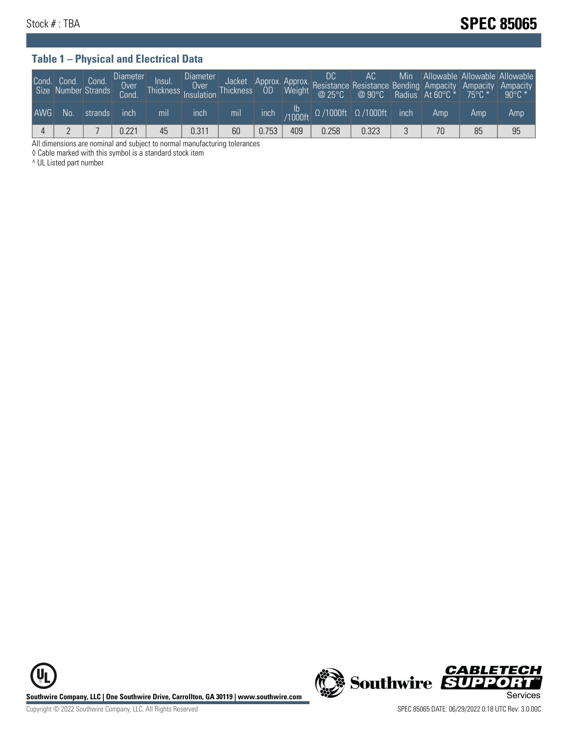## Table 1 – Physical and Electrical Data

| Cond. Size | Cond. Number | Cond. Strands | Diameter Over Cond. | Insul. Thickness | Diameter Over Insulation | Jacket Thickness | Approx. OD | Approx. Weight | DC Resistance @ 25°C | AC Resistance @ 90°C | Min Bending Radius | Allowable Ampacity At 60°C * | Allowable Ampacity 75°C * | Allowable Ampacity 90°C * |
|---|---|---|---|---|---|---|---|---|---|---|---|---|---|---|
| AWG | No. | strands | inch | mil | inch | mil | inch | lb /1000ft | Ω /1000ft | Ω /1000ft | inch | Amp | Amp | Amp |
| 4 | 2 | 7 | 0.221 | 45 | 0.311 | 60 | 0.753 | 409 | 0.258 | 0.323 | 3 | 70 | 85 | 95 |

All dimensions are nominal and subject to normal manufacturing tolerances

◊ Cable marked with this symbol is a standard stock item

^ UL Listed part number